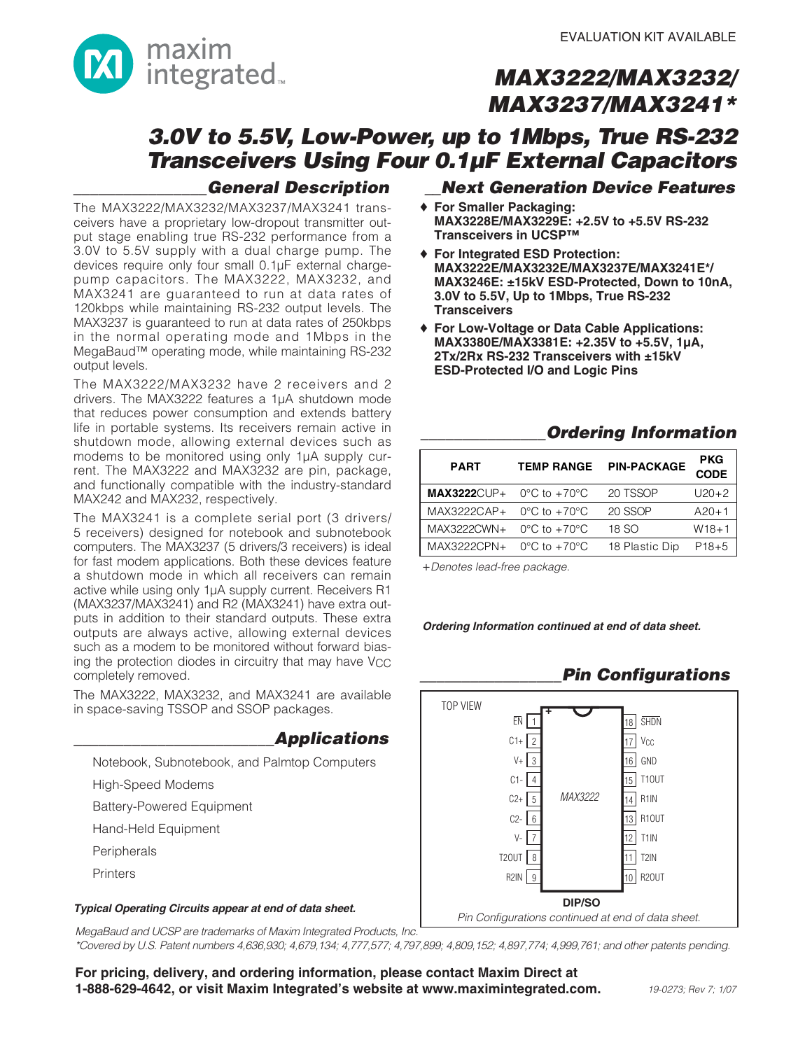EVALUATION KIT AVAILABLE

# MAX3222/MAX3232/MAX3237/MAX3241*

## 3.0V to 5.5V, Low-Power, up to 1Mbps, True RS-232 Transceivers Using Four 0.1µF External Capacitors

### General Description

The MAX3222/MAX3232/MAX3237/MAX3241 transceivers have a proprietary low-dropout transmitter output stage enabling true RS-232 performance from a 3.0V to 5.5V supply with a dual charge pump. The devices require only four small 0.1µF external charge-pump capacitors. The MAX3222, MAX3232, and MAX3241 are guaranteed to run at data rates of 120kbps while maintaining RS-232 output levels. The MAX3237 is guaranteed to run at data rates of 250kbps in the normal operating mode and 1Mbps in the MegaBaud™ operating mode, while maintaining RS-232 output levels.

The MAX3222/MAX3232 have 2 receivers and 2 drivers. The MAX3222 features a 1µA shutdown mode that reduces power consumption and extends battery life in portable systems. Its receivers remain active in shutdown mode, allowing external devices such as modems to be monitored using only 1µA supply current. The MAX3222 and MAX3232 are pin, package, and functionally compatible with the industry-standard MAX242 and MAX232, respectively.

The MAX3241 is a complete serial port (3 drivers/5 receivers) designed for notebook and subnotebook computers. The MAX3237 (5 drivers/3 receivers) is ideal for fast modem applications. Both these devices feature a shutdown mode in which all receivers can remain active while using only 1µA supply current. Receivers R1 (MAX3237/MAX3241) and R2 (MAX3241) have extra outputs in addition to their standard outputs. These extra outputs are always active, allowing external devices such as a modem to be monitored without forward biasing the protection diodes in circuitry that may have $V_{CC}$ completely removed.

The MAX3222, MAX3232, and MAX3241 are available in space-saving TSSOP and SSOP packages.

### Applications

- Notebook, Subnotebook, and Palmtop Computers
- High-Speed Modems
- Battery-Powered Equipment
- Hand-Held Equipment
- Peripherals
- Printers

***Typical Operating Circuits appear at end of data sheet.***

### Next Generation Device Features

- **For Smaller Packaging:** **MAX3228E/MAX3229E: +2.5V to +5.5V RS-232 Transceivers in UCSP™**
- **For Integrated ESD Protection:** **MAX3222E/MAX3232E/MAX3237E/MAX3241E*/ MAX3246E: ±15kV ESD-Protected, Down to 10nA, 3.0V to 5.5V, Up to 1Mbps, True RS-232 Transceivers**
- **For Low-Voltage or Data Cable Applications:** **MAX3380E/MAX3381E: +2.35V to +5.5V, 1µA, 2Tx/2Rx RS-232 Transceivers with ±15kV ESD-Protected I/O and Logic Pins**

### Ordering Information

| PART | TEMP RANGE | PIN-PACKAGE | PKG CODE |
|---|---|---|---|
| **MAX3222**CUP+ | 0°C to +70°C | 20 TSSOP | U20+2 |
| MAX3222CAP+ | 0°C to +70°C | 20 SSOP | A20+1 |
| MAX3222CWN+ | 0°C to +70°C | 18 SO | W18+1 |
| MAX3222CPN+ | 0°C to +70°C | 18 Plastic Dip | P18+5 |

*+Denotes lead-free package.*

***Ordering Information continued at end of data sheet.***

### Pin Configurations

TOP VIEW

MAX3222

| Pin | Name | Pin | Name |
|---|---|---|---|
| 1 | EN (active low) | 18 | SHDN (active low) |
| 2 | C1+ | 17 | $V_{CC}$ |
| 3 | V+ | 16 | GND |
| 4 | C1- | 15 | T1OUT |
| 5 | C2+ | 14 | R1IN |
| 6 | C2- | 13 | R1OUT |
| 7 | V- | 12 | T1IN |
| 8 | T2OUT | 11 | T2IN |
| 9 | R2IN | 10 | R2OUT |

**DIP/SO**

*Pin Configurations continued at end of data sheet.*

*MegaBaud and UCSP are trademarks of Maxim Integrated Products, Inc.*

*\*Covered by U.S. Patent numbers 4,636,930; 4,679,134; 4,777,577; 4,797,899; 4,809,152; 4,897,774; 4,999,761; and other patents pending.*

**For pricing, delivery, and ordering information, please contact Maxim Direct at 1-888-629-4642, or visit Maxim Integrated's website at www.maximintegrated.com.**

19-0273; Rev 7; 1/07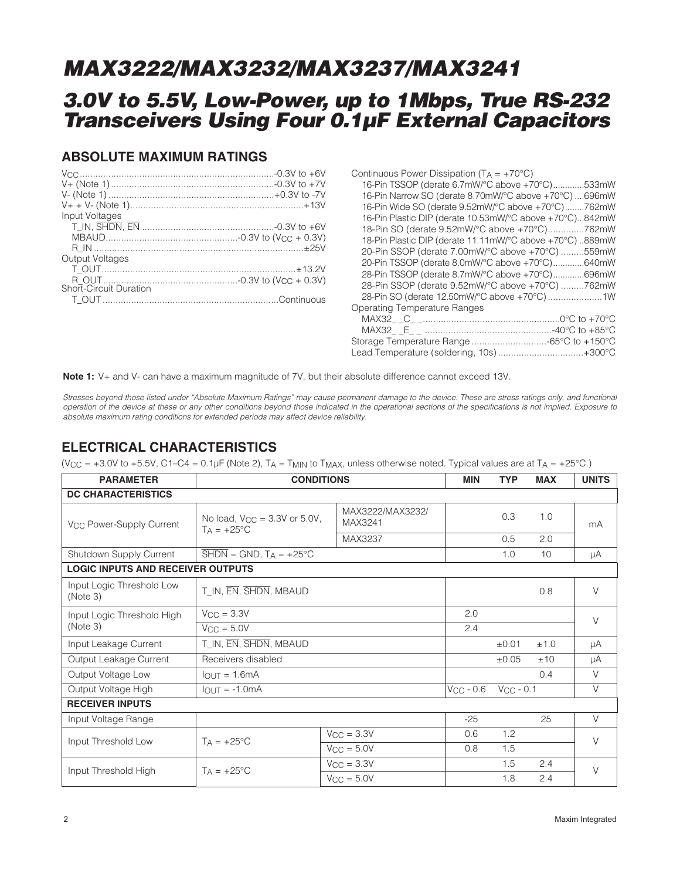# MAX3222/MAX3232/MAX3237/MAX3241

## 3.0V to 5.5V, Low-Power, up to 1Mbps, True RS-232 Transceivers Using Four 0.1µF External Capacitors

### ABSOLUTE MAXIMUM RATINGS

$V_{CC}$ ....................................................... -0.3V to +6V
V+ (Note 1) ....................................................... -0.3V to +7V
V- (Note 1) ....................................................... +0.3V to -7V
V+ + V- (Note 1) ....................................................... +13V
Input Voltages
  T_IN, SHDN, EN ....................................................... -0.3V to +6V
  MBAUD ....................................................... -0.3V to ($V_{CC}$ + 0.3V)
  R_IN ....................................................... ±25V
Output Voltages
  T_OUT ....................................................... ±13.2V
  R_OUT ....................................................... -0.3V to ($V_{CC}$ + 0.3V)
Short-Circuit Duration
  T_OUT ....................................................... Continuous

Continuous Power Dissipation ($T_A$ = +70°C)
  16-Pin TSSOP (derate 6.7mW/°C above +70°C) ............ 533mW
  16-Pin Narrow SO (derate 8.70mW/°C above +70°C) .... 696mW
  16-Pin Wide SO (derate 9.52mW/°C above +70°C) ........ 762mW
  16-Pin Plastic DIP (derate 10.53mW/°C above +70°C) ... 842mW
  18-Pin SO (derate 9.52mW/°C above +70°C) .............. 762mW
  18-Pin Plastic DIP (derate 11.11mW/°C above +70°C) .. 889mW
  20-Pin SSOP (derate 7.00mW/°C above +70°C) ......... 559mW
  20-Pin TSSOP (derate 8.0mW/°C above +70°C) ............ 640mW
  28-Pin TSSOP (derate 8.7mW/°C above +70°C) ............ 696mW
  28-Pin SSOP (derate 9.52mW/°C above +70°C) ......... 762mW
  28-Pin SO (derate 12.50mW/°C above +70°C) .................... 1W
Operating Temperature Ranges
  MAX32_ _C_ _ ....................................................... 0°C to +70°C
  MAX32_ _E_ _ ....................................................... -40°C to +85°C
Storage Temperature Range ............................. -65°C to +150°C
Lead Temperature (soldering, 10s) ................................. +300°C

**Note 1:** V+ and V- can have a maximum magnitude of 7V, but their absolute difference cannot exceed 13V.

*Stresses beyond those listed under "Absolute Maximum Ratings" may cause permanent damage to the device. These are stress ratings only, and functional operation of the device at these or any other conditions beyond those indicated in the operational sections of the specifications is not implied. Exposure to absolute maximum rating conditions for extended periods may affect device reliability.*

### ELECTRICAL CHARACTERISTICS

($V_{CC}$ = +3.0V to +5.5V, C1–C4 = 0.1µF (Note 2), $T_A$ = $T_{MIN}$ to $T_{MAX}$, unless otherwise noted. Typical values are at $T_A$ = +25°C.)

| PARAMETER | CONDITIONS | | MIN | TYP | MAX | UNITS |
|---|---|---|---|---|---|---|
| **DC CHARACTERISTICS** | | | | | | |
| $V_{CC}$ Power-Supply Current | No load, $V_{CC}$ = 3.3V or 5.0V, $T_A$ = +25°C | MAX3222/MAX3232/MAX3241 | | 0.3 | 1.0 | mA |
| | | MAX3237 | | 0.5 | 2.0 | |
| Shutdown Supply Current | SHDN = GND, $T_A$ = +25°C | | | 1.0 | 10 | µA |
| **LOGIC INPUTS AND RECEIVER OUTPUTS** | | | | | | |
| Input Logic Threshold Low (Note 3) | T_IN, EN, SHDN, MBAUD | | | | 0.8 | V |
| Input Logic Threshold High (Note 3) | $V_{CC}$ = 3.3V | | 2.0 | | | V |
| | $V_{CC}$ = 5.0V | | 2.4 | | | |
| Input Leakage Current | T_IN, EN, SHDN, MBAUD | | | ±0.01 | ±1.0 | µA |
| Output Leakage Current | Receivers disabled | | | ±0.05 | ±10 | µA |
| Output Voltage Low | $I_{OUT}$ = 1.6mA | | | | 0.4 | V |
| Output Voltage High | $I_{OUT}$ = -1.0mA | | $V_{CC}$ - 0.6 | $V_{CC}$ - 0.1 | | V |
| **RECEIVER INPUTS** | | | | | | |
| Input Voltage Range | | | -25 | | 25 | V |
| Input Threshold Low | $T_A$ = +25°C | $V_{CC}$ = 3.3V | 0.6 | 1.2 | | V |
| | | $V_{CC}$ = 5.0V | 0.8 | 1.5 | | |
| Input Threshold High | $T_A$ = +25°C | $V_{CC}$ = 3.3V | | 1.5 | 2.4 | V |
| | | $V_{CC}$ = 5.0V | | 1.8 | 2.4 | |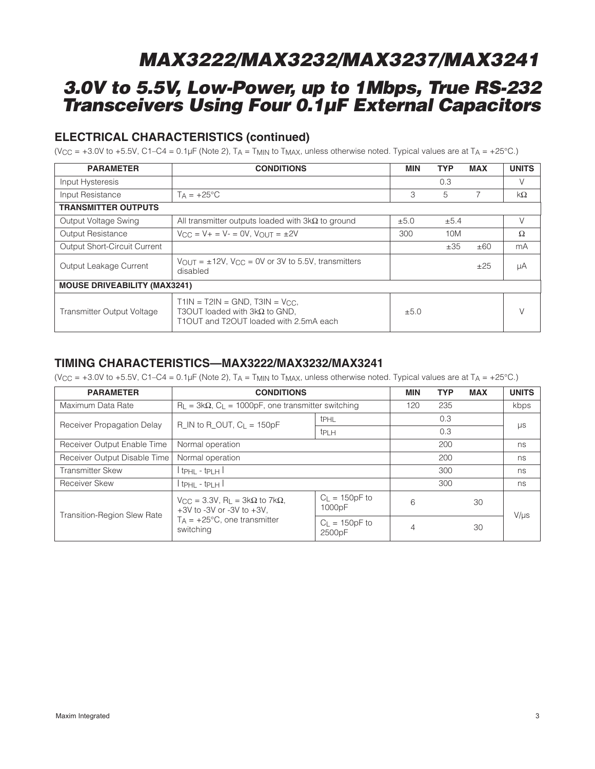## ELECTRICAL CHARACTERISTICS (continued)

($V_{CC}$ = +3.0V to +5.5V, C1–C4 = 0.1µF (Note 2), $T_A$ = $T_{MIN}$ to $T_{MAX}$, unless otherwise noted. Typical values are at $T_A$ = +25°C.)

| PARAMETER | CONDITIONS | MIN | TYP | MAX | UNITS |
|---|---|---|---|---|---|
| Input Hysteresis | | | 0.3 | | V |
| Input Resistance | $T_A$ = +25°C | 3 | 5 | 7 | kΩ |
| **TRANSMITTER OUTPUTS** | | | | | |
| Output Voltage Swing | All transmitter outputs loaded with 3kΩ to ground | ±5.0 | ±5.4 | | V |
| Output Resistance | $V_{CC}$ = V+ = V- = 0V, $V_{OUT}$ = ±2V | 300 | 10M | | Ω |
| Output Short-Circuit Current | | | ±35 | ±60 | mA |
| Output Leakage Current | $V_{OUT}$ = ±12V, $V_{CC}$ = 0V or 3V to 5.5V, transmitters disabled | | | ±25 | µA |
| **MOUSE DRIVEABILITY (MAX3241)** | | | | | |
| Transmitter Output Voltage | T1IN = T2IN = GND, T3IN = $V_{CC}$, T3OUT loaded with 3kΩ to GND, T1OUT and T2OUT loaded with 2.5mA each | ±5.0 | | | V |

## TIMING CHARACTERISTICS—MAX3222/MAX3232/MAX3241

($V_{CC}$ = +3.0V to +5.5V, C1–C4 = 0.1µF (Note 2), $T_A$ = $T_{MIN}$ to $T_{MAX}$, unless otherwise noted. Typical values are at $T_A$ = +25°C.)

| PARAMETER | CONDITIONS | | MIN | TYP | MAX | UNITS |
|---|---|---|---|---|---|---|
| Maximum Data Rate | $R_L$ = 3kΩ, $C_L$ = 1000pF, one transmitter switching | | 120 | 235 | | kbps |
| Receiver Propagation Delay | R_IN to R_OUT, $C_L$ = 150pF | $t_{PHL}$ | | 0.3 | | µs |
| | | $t_{PLH}$ | | 0.3 | | |
| Receiver Output Enable Time | Normal operation | | | 200 | | ns |
| Receiver Output Disable Time | Normal operation | | | 200 | | ns |
| Transmitter Skew | $\lvert t_{PHL} - t_{PLH} \rvert$ | | | 300 | | ns |
| Receiver Skew | $\lvert t_{PHL} - t_{PLH} \rvert$ | | | 300 | | ns |
| Transition-Region Slew Rate | $V_{CC}$ = 3.3V, $R_L$ = 3kΩ to 7kΩ, +3V to -3V or -3V to +3V, $T_A$ = +25°C, one transmitter switching | $C_L$ = 150pF to 1000pF | 6 | | 30 | V/µs |
| | | $C_L$ = 150pF to 2500pF | 4 | | 30 | |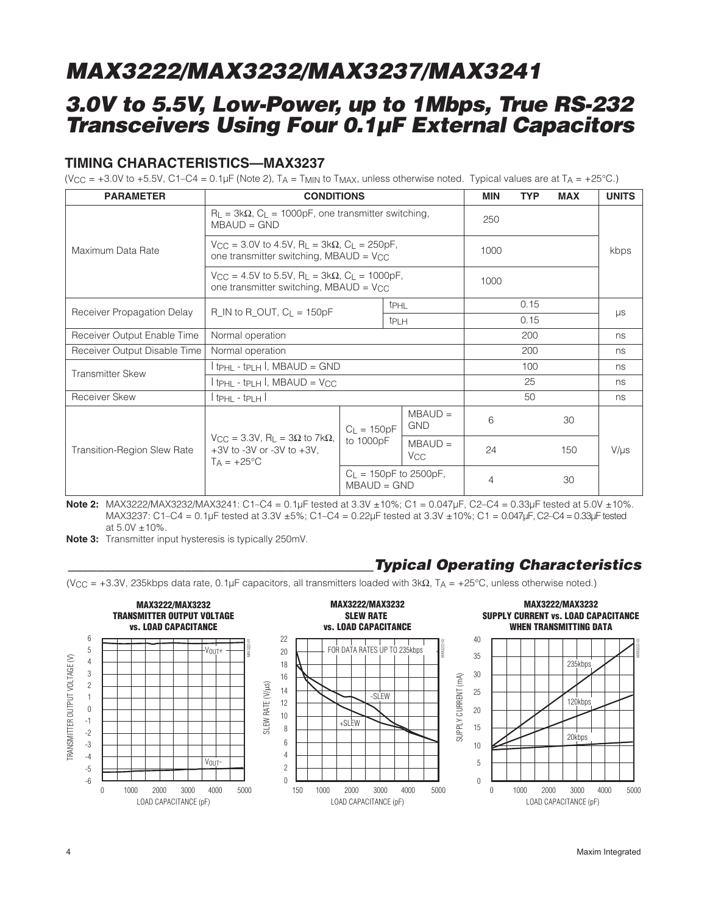## TIMING CHARACTERISTICS—MAX3237

($V_{CC}$ = +3.0V to +5.5V, C1–C4 = 0.1µF (Note 2), $T_A$ = $T_{MIN}$ to $T_{MAX}$, unless otherwise noted. Typical values are at $T_A$ = +25°C.)

| PARAMETER | CONDITIONS | | | MIN | TYP | MAX | UNITS |
|---|---|---|---|---|---|---|---|
| Maximum Data Rate | $R_L$ = 3kΩ, $C_L$ = 1000pF, one transmitter switching, MBAUD = GND | | | 250 | | | kbps |
| | $V_{CC}$ = 3.0V to 4.5V, $R_L$ = 3kΩ, $C_L$ = 250pF, one transmitter switching, MBAUD = $V_{CC}$ | | | 1000 | | | |
| | $V_{CC}$ = 4.5V to 5.5V, $R_L$ = 3kΩ, $C_L$ = 1000pF, one transmitter switching, MBAUD = $V_{CC}$ | | | 1000 | | | |
| Receiver Propagation Delay | R_IN to R_OUT, $C_L$ = 150pF | | $t_{PHL}$ | | 0.15 | | µs |
| | | | $t_{PLH}$ | | 0.15 | | |
| Receiver Output Enable Time | Normal operation | | | | 200 | | ns |
| Receiver Output Disable Time | Normal operation | | | | 200 | | ns |
| Transmitter Skew | $\lvert t_{PHL} - t_{PLH} \rvert$, MBAUD = GND | | | | 100 | | ns |
| | $\lvert t_{PHL} - t_{PLH} \rvert$, MBAUD = $V_{CC}$ | | | | 25 | | ns |
| Receiver Skew | $\lvert t_{PHL} - t_{PLH} \rvert$ | | | | 50 | | ns |
| Transition-Region Slew Rate | $V_{CC}$ = 3.3V, $R_L$ = 3Ω to 7kΩ, +3V to -3V or -3V to +3V, $T_A$ = +25°C | $C_L$ = 150pF to 1000pF | MBAUD = GND | 6 | | 30 | V/µs |
| | | | MBAUD = $V_{CC}$ | 24 | | 150 | |
| | | $C_L$ = 150pF to 2500pF, MBAUD = GND | | 4 | | 30 | |

**Note 2:** MAX3222/MAX3232/MAX3241: C1–C4 = 0.1µF tested at 3.3V ±10%; C1 = 0.047µF, C2–C4 = 0.33µF tested at 5.0V ±10%. MAX3237: C1–C4 = 0.1µF tested at 3.3V ±5%; C1–C4 = 0.22µF tested at 3.3V ±10%; C1 = 0.047µF, C2–C4 = 0.33µF tested at 5.0V ±10%.

**Note 3:** Transmitter input hysteresis is typically 250mV.

## Typical Operating Characteristics

($V_{CC}$ = +3.3V, 235kbps data rate, 0.1µF capacitors, all transmitters loaded with 3kΩ, $T_A$ = +25°C, unless otherwise noted.)

**MAX3222/MAX3232 TRANSMITTER OUTPUT VOLTAGE vs. LOAD CAPACITANCE**

**MAX3222/MAX3232 SLEW RATE vs. LOAD CAPACITANCE**

**MAX3222/MAX3232 SUPPLY CURRENT vs. LOAD CAPACITANCE WHEN TRANSMITTING DATA**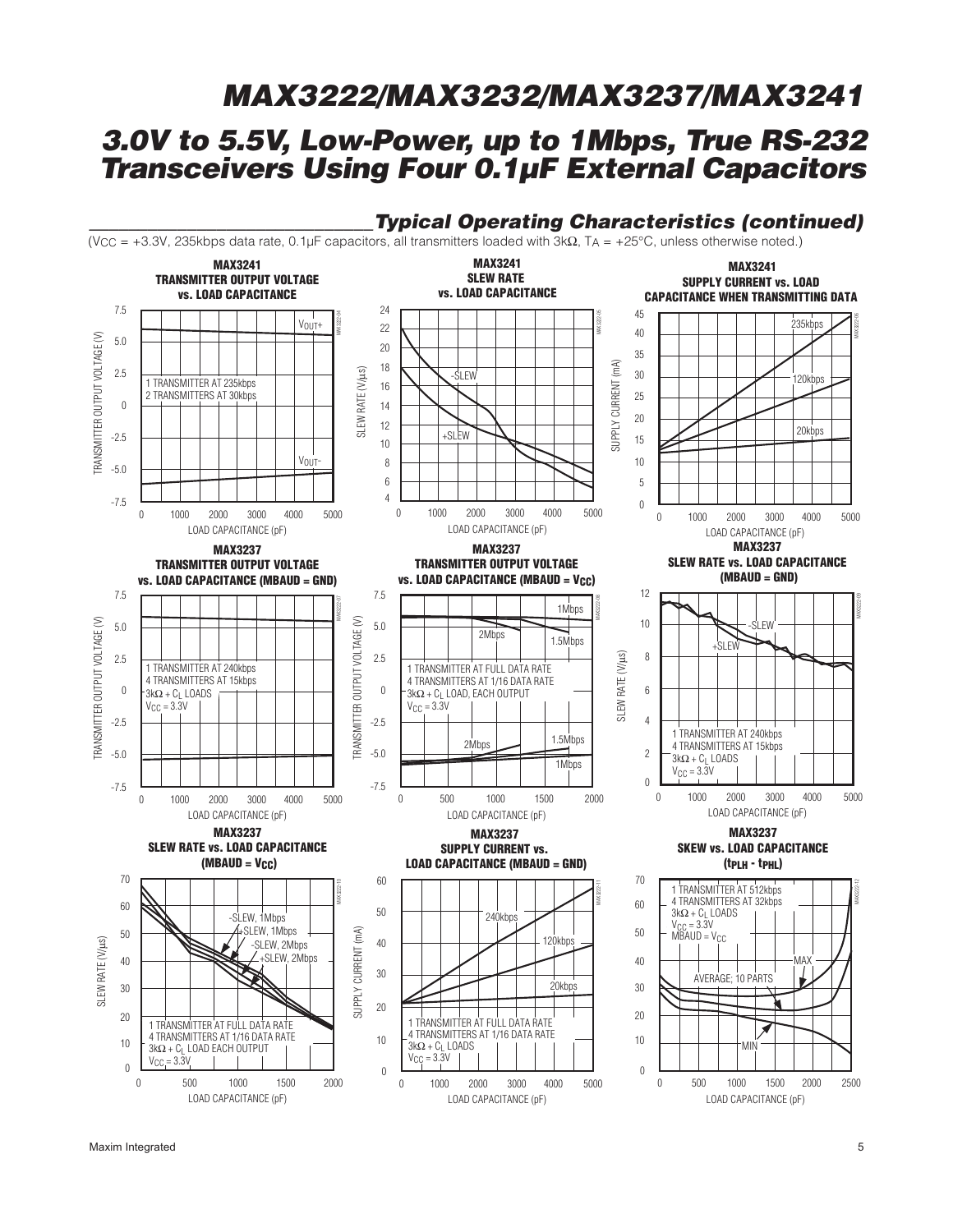## Typical Operating Characteristics (continued)

($V_{CC}$ = +3.3V, 235kbps data rate, 0.1µF capacitors, all transmitters loaded with 3kΩ, $T_A$ = +25°C, unless otherwise noted.)

**MAX3241 TRANSMITTER OUTPUT VOLTAGE vs. LOAD CAPACITANCE**

1 TRANSMITTER AT 235kbps
2 TRANSMITTERS AT 30kbps

**MAX3241 SLEW RATE vs. LOAD CAPACITANCE**

**MAX3241 SUPPLY CURRENT vs. LOAD CAPACITANCE WHEN TRANSMITTING DATA**

**MAX3237 TRANSMITTER OUTPUT VOLTAGE vs. LOAD CAPACITANCE (MBAUD = GND)**

1 TRANSMITTER AT 240kbps
4 TRANSMITTERS AT 15kbps
3kΩ + $C_L$ LOADS
$V_{CC}$ = 3.3V

**MAX3237 TRANSMITTER OUTPUT VOLTAGE vs. LOAD CAPACITANCE (MBAUD = $V_{CC}$)**

1 TRANSMITTER AT FULL DATA RATE
4 TRANSMITTERS AT 1/16 DATA RATE
3kΩ + $C_L$ LOAD, EACH OUTPUT
$V_{CC}$ = 3.3V

**MAX3237 SLEW RATE vs. LOAD CAPACITANCE (MBAUD = GND)**

1 TRANSMITTER AT 240kbps
4 TRANSMITTERS AT 15kbps
3kΩ + $C_L$ LOADS
$V_{CC}$ = 3.3V

**MAX3237 SLEW RATE vs. LOAD CAPACITANCE (MBAUD = $V_{CC}$)**

1 TRANSMITTER AT FULL DATA RATE
4 TRANSMITTERS AT 1/16 DATA RATE
3kΩ + $C_L$ LOAD EACH OUTPUT
$V_{CC}$ = 3.3V

**MAX3237 SUPPLY CURRENT vs. LOAD CAPACITANCE (MBAUD = GND)**

1 TRANSMITTER AT FULL DATA RATE
4 TRANSMITTERS AT 1/16 DATA RATE
3kΩ + $C_L$ LOADS
$V_{CC}$ = 3.3V

**MAX3237 SKEW vs. LOAD CAPACITANCE ($t_{PLH}$ - $t_{PHL}$)**

1 TRANSMITTER AT 512kbps
4 TRANSMITTERS AT 32kbps
3kΩ + $C_L$ LOADS
$V_{CC}$ = 3.3V
MBAUD = $V_{CC}$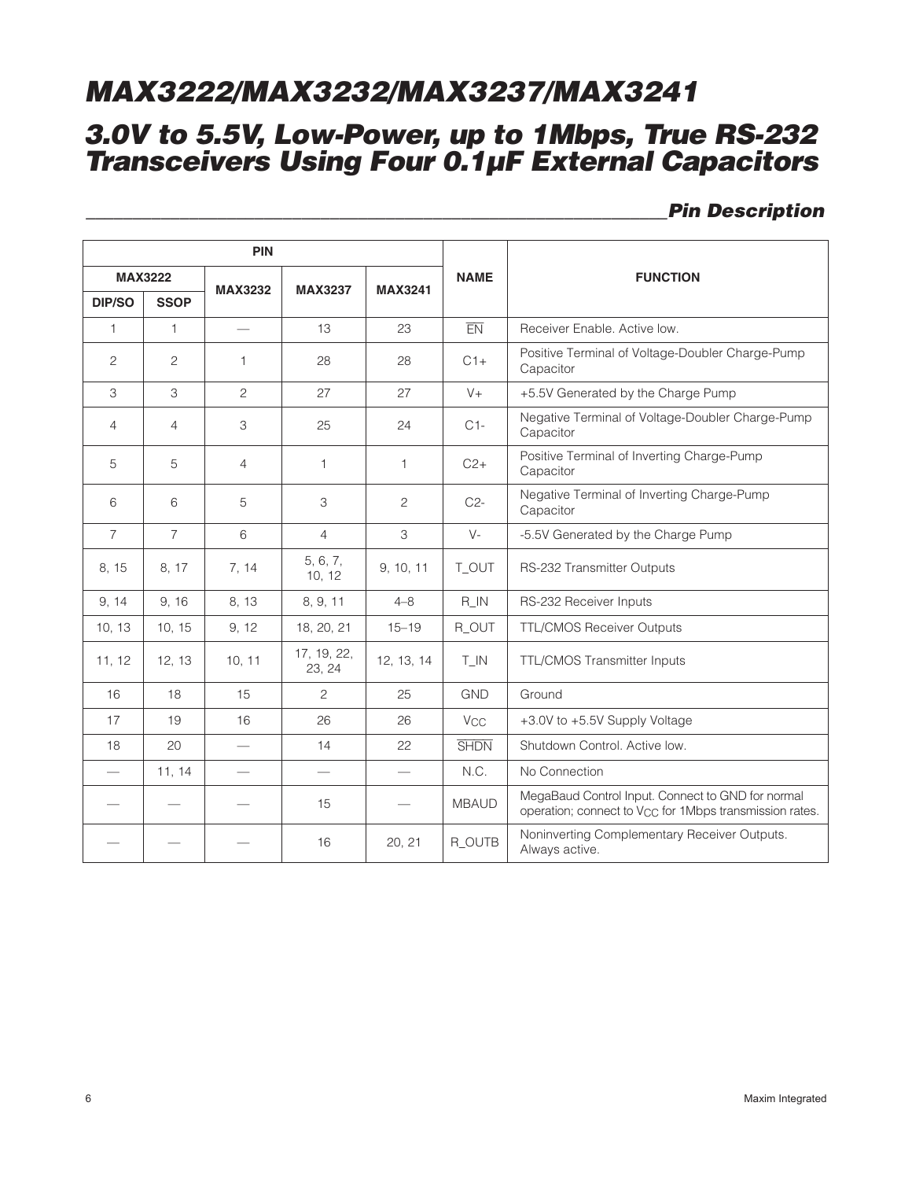# MAX3222/MAX3232/MAX3237/MAX3241

## 3.0V to 5.5V, Low-Power, up to 1Mbps, True RS-232 Transceivers Using Four 0.1μF External Capacitors

### Pin Description

| PIN | | | | | NAME | FUNCTION |
|---|---|---|---|---|---|---|
| MAX3222 | | MAX3232 | MAX3237 | MAX3241 | | |
| DIP/SO | SSOP | | | | | |
| 1 | 1 | — | 13 | 23 | $\overline{EN}$ | Receiver Enable. Active low. |
| 2 | 2 | 1 | 28 | 28 | C1+ | Positive Terminal of Voltage-Doubler Charge-Pump Capacitor |
| 3 | 3 | 2 | 27 | 27 | V+ | +5.5V Generated by the Charge Pump |
| 4 | 4 | 3 | 25 | 24 | C1- | Negative Terminal of Voltage-Doubler Charge-Pump Capacitor |
| 5 | 5 | 4 | 1 | 1 | C2+ | Positive Terminal of Inverting Charge-Pump Capacitor |
| 6 | 6 | 5 | 3 | 2 | C2- | Negative Terminal of Inverting Charge-Pump Capacitor |
| 7 | 7 | 6 | 4 | 3 | V- | -5.5V Generated by the Charge Pump |
| 8, 15 | 8, 17 | 7, 14 | 5, 6, 7, 10, 12 | 9, 10, 11 | T_OUT | RS-232 Transmitter Outputs |
| 9, 14 | 9, 16 | 8, 13 | 8, 9, 11 | 4–8 | R_IN | RS-232 Receiver Inputs |
| 10, 13 | 10, 15 | 9, 12 | 18, 20, 21 | 15–19 | R_OUT | TTL/CMOS Receiver Outputs |
| 11, 12 | 12, 13 | 10, 11 | 17, 19, 22, 23, 24 | 12, 13, 14 | T_IN | TTL/CMOS Transmitter Inputs |
| 16 | 18 | 15 | 2 | 25 | GND | Ground |
| 17 | 19 | 16 | 26 | 26 | $V_{CC}$ | +3.0V to +5.5V Supply Voltage |
| 18 | 20 | — | 14 | 22 | $\overline{SHDN}$ | Shutdown Control. Active low. |
| — | 11, 14 | — | — | — | N.C. | No Connection |
| — | — | — | 15 | — | MBAUD | MegaBaud Control Input. Connect to GND for normal operation; connect to $V_{CC}$ for 1Mbps transmission rates. |
| — | — | — | 16 | 20, 21 | R_OUTB | Noninverting Complementary Receiver Outputs. Always active. |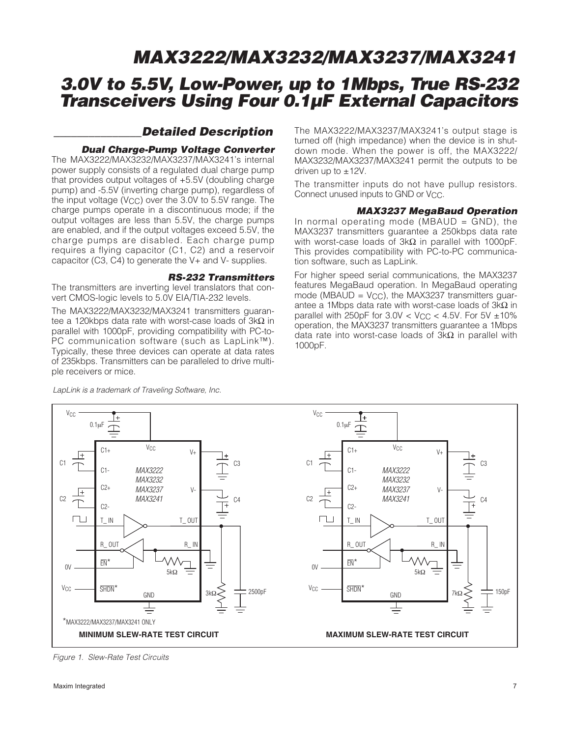## Detailed Description

### Dual Charge-Pump Voltage Converter

The MAX3222/MAX3232/MAX3237/MAX3241's internal power supply consists of a regulated dual charge pump that provides output voltages of +5.5V (doubling charge pump) and -5.5V (inverting charge pump), regardless of the input voltage ($V_{CC}$) over the 3.0V to 5.5V range. The charge pumps operate in a discontinuous mode; if the output voltages are less than 5.5V, the charge pumps are enabled, and if the output voltages exceed 5.5V, the charge pumps are disabled. Each charge pump requires a flying capacitor (C1, C2) and a reservoir capacitor (C3, C4) to generate the V+ and V- supplies.

### RS-232 Transmitters

The transmitters are inverting level translators that convert CMOS-logic levels to 5.0V EIA/TIA-232 levels.

The MAX3222/MAX3232/MAX3241 transmitters guarantee a 120kbps data rate with worst-case loads of 3kΩ in parallel with 1000pF, providing compatibility with PC-to-PC communication software (such as LapLink™). Typically, these three devices can operate at data rates of 235kbps. Transmitters can be paralleled to drive multiple receivers or mice.

The MAX3222/MAX3237/MAX3241's output stage is turned off (high impedance) when the device is in shutdown mode. When the power is off, the MAX3222/MAX3232/MAX3237/MAX3241 permit the outputs to be driven up to ±12V.

The transmitter inputs do not have pullup resistors. Connect unused inputs to GND or $V_{CC}$.

### MAX3237 MegaBaud Operation

In normal operating mode (MBAUD = GND), the MAX3237 transmitters guarantee a 250kbps data rate with worst-case loads of 3kΩ in parallel with 1000pF. This provides compatibility with PC-to-PC communication software, such as LapLink.

For higher speed serial communications, the MAX3237 features MegaBaud operation. In MegaBaud operating mode (MBAUD = $V_{CC}$), the MAX3237 transmitters guarantee a 1Mbps data rate with worst-case loads of 3kΩ in parallel with 250pF for $3.0V < V_{CC} < 4.5V$. For 5V ±10% operation, the MAX3237 transmitters guarantee a 1Mbps data rate into worst-case loads of 3kΩ in parallel with 1000pF.

*LapLink is a trademark of Traveling Software, Inc.*

*MAX3222/MAX3237/MAX3241 ONLY

MINIMUM SLEW-RATE TEST CIRCUIT

MAXIMUM SLEW-RATE TEST CIRCUIT

*Figure 1. Slew-Rate Test Circuits*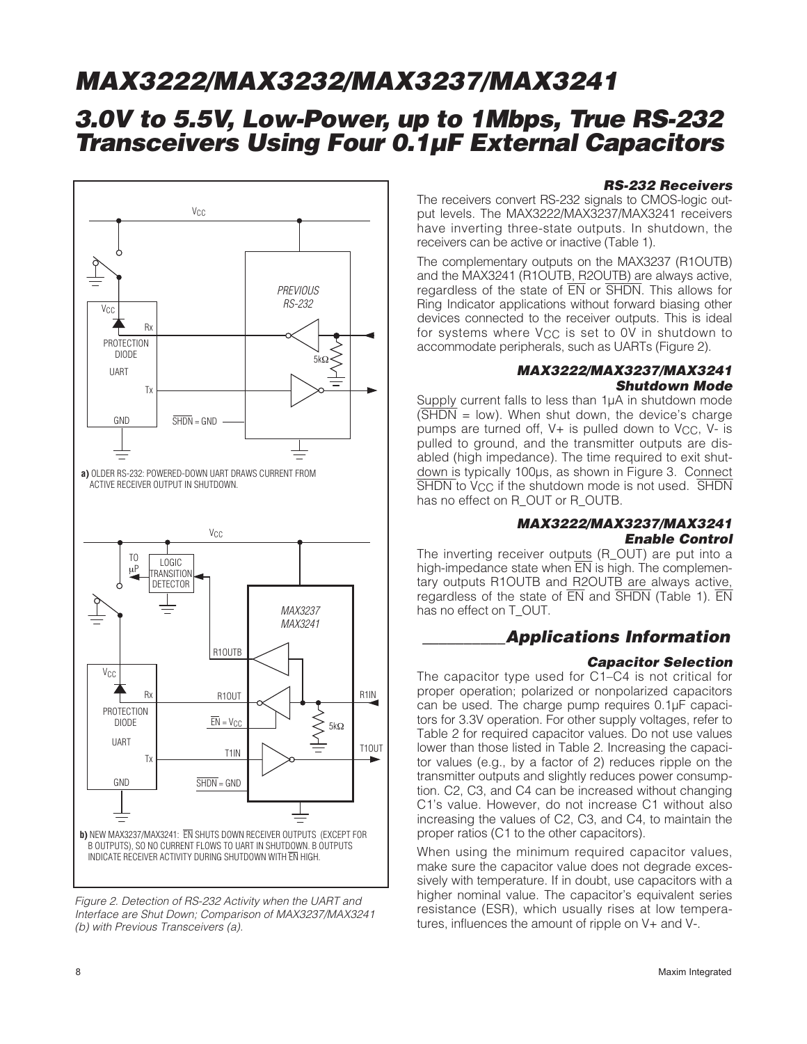Figure 2. Detection of RS-232 Activity when the UART and Interface are Shut Down; Comparison of MAX3237/MAX3241 (b) with Previous Transceivers (a).

### RS-232 Receivers

The receivers convert RS-232 signals to CMOS-logic output levels. The MAX3222/MAX3237/MAX3241 receivers have inverting three-state outputs. In shutdown, the receivers can be active or inactive (Table 1).

The complementary outputs on the MAX3237 (R1OUTB) and the MAX3241 (R1OUTB, R2OUTB) are always active, regardless of the state of EN or SHDN. This allows for Ring Indicator applications without forward biasing other devices connected to the receiver outputs. This is ideal for systems where $V_{CC}$ is set to 0V in shutdown to accommodate peripherals, such as UARTs (Figure 2).

### MAX3222/MAX3237/MAX3241 Shutdown Mode

Supply current falls to less than 1µA in shutdown mode (SHDN = low). When shut down, the device's charge pumps are turned off, V+ is pulled down to $V_{CC}$, V- is pulled to ground, and the transmitter outputs are disabled (high impedance). The time required to exit shutdown is typically 100µs, as shown in Figure 3. Connect SHDN to $V_{CC}$ if the shutdown mode is not used. SHDN has no effect on R_OUT or R_OUTB.

### MAX3222/MAX3237/MAX3241 Enable Control

The inverting receiver outputs (R_OUT) are put into a high-impedance state when EN is high. The complementary outputs R1OUTB and R2OUTB are always active, regardless of the state of EN and SHDN (Table 1). EN has no effect on T_OUT.

## Applications Information

### Capacitor Selection

The capacitor type used for C1–C4 is not critical for proper operation; polarized or nonpolarized capacitors can be used. The charge pump requires 0.1µF capacitors for 3.3V operation. For other supply voltages, refer to Table 2 for required capacitor values. Do not use values lower than those listed in Table 2. Increasing the capacitor values (e.g., by a factor of 2) reduces ripple on the transmitter outputs and slightly reduces power consumption. C2, C3, and C4 can be increased without changing C1's value. However, do not increase C1 without also increasing the values of C2, C3, and C4, to maintain the proper ratios (C1 to the other capacitors).

When using the minimum required capacitor values, make sure the capacitor value does not degrade excessively with temperature. If in doubt, use capacitors with a higher nominal value. The capacitor's equivalent series resistance (ESR), which usually rises at low temperatures, influences the amount of ripple on V+ and V-.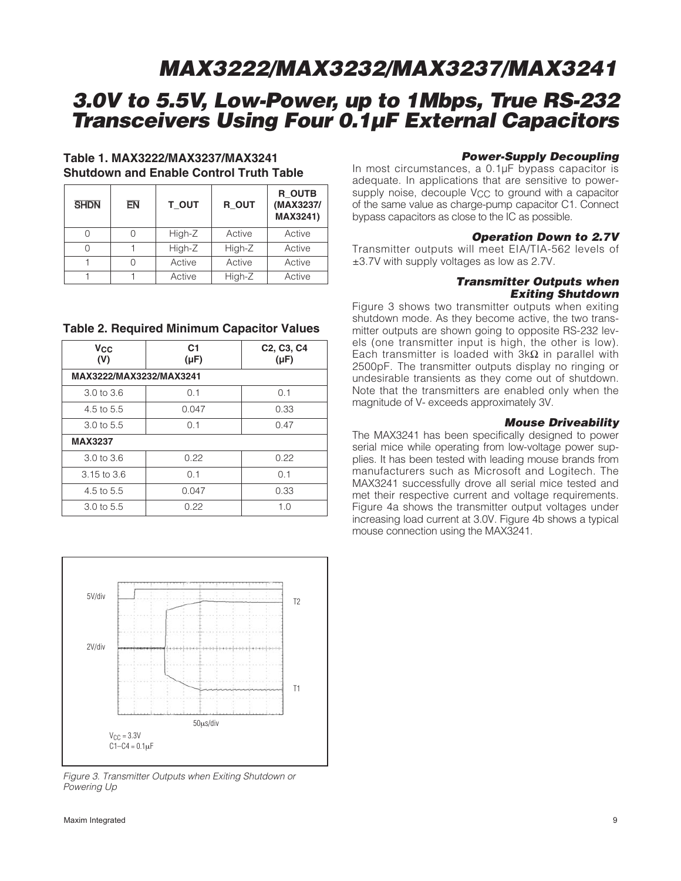### Table 1. MAX3222/MAX3237/MAX3241 Shutdown and Enable Control Truth Table

| SHDN | EN | T_OUT | R_OUT | R_OUTB (MAX3237/ MAX3241) |
|---|---|---|---|---|
| 0 | 0 | High-Z | Active | Active |
| 0 | 1 | High-Z | High-Z | Active |
| 1 | 0 | Active | Active | Active |
| 1 | 1 | Active | High-Z | Active |

### Table 2. Required Minimum Capacitor Values

| $V_{CC}$ (V) | C1 (µF) | C2, C3, C4 (µF) |
|---|---|---|
| **MAX3222/MAX3232/MAX3241** | | |
| 3.0 to 3.6 | 0.1 | 0.1 |
| 4.5 to 5.5 | 0.047 | 0.33 |
| 3.0 to 5.5 | 0.1 | 0.47 |
| **MAX3237** | | |
| 3.0 to 3.6 | 0.22 | 0.22 |
| 3.15 to 3.6 | 0.1 | 0.1 |
| 4.5 to 5.5 | 0.047 | 0.33 |
| 3.0 to 5.5 | 0.22 | 1.0 |

5V/div

2V/div

T2

T1

50µs/div

$V_{CC}$ = 3.3V
C1–C4 = 0.1µF

*Figure 3. Transmitter Outputs when Exiting Shutdown or Powering Up*

### Power-Supply Decoupling

In most circumstances, a 0.1µF bypass capacitor is adequate. In applications that are sensitive to power-supply noise, decouple $V_{CC}$ to ground with a capacitor of the same value as charge-pump capacitor C1. Connect bypass capacitors as close to the IC as possible.

### Operation Down to 2.7V

Transmitter outputs will meet EIA/TIA-562 levels of ±3.7V with supply voltages as low as 2.7V.

### Transmitter Outputs when Exiting Shutdown

Figure 3 shows two transmitter outputs when exiting shutdown mode. As they become active, the two transmitter outputs are shown going to opposite RS-232 levels (one transmitter input is high, the other is low). Each transmitter is loaded with 3kΩ in parallel with 2500pF. The transmitter outputs display no ringing or undesirable transients as they come out of shutdown. Note that the transmitters are enabled only when the magnitude of V- exceeds approximately 3V.

### Mouse Driveability

The MAX3241 has been specifically designed to power serial mice while operating from low-voltage power supplies. It has been tested with leading mouse brands from manufacturers such as Microsoft and Logitech. The MAX3241 successfully drove all serial mice tested and met their respective current and voltage requirements. Figure 4a shows the transmitter output voltages under increasing load current at 3.0V. Figure 4b shows a typical mouse connection using the MAX3241.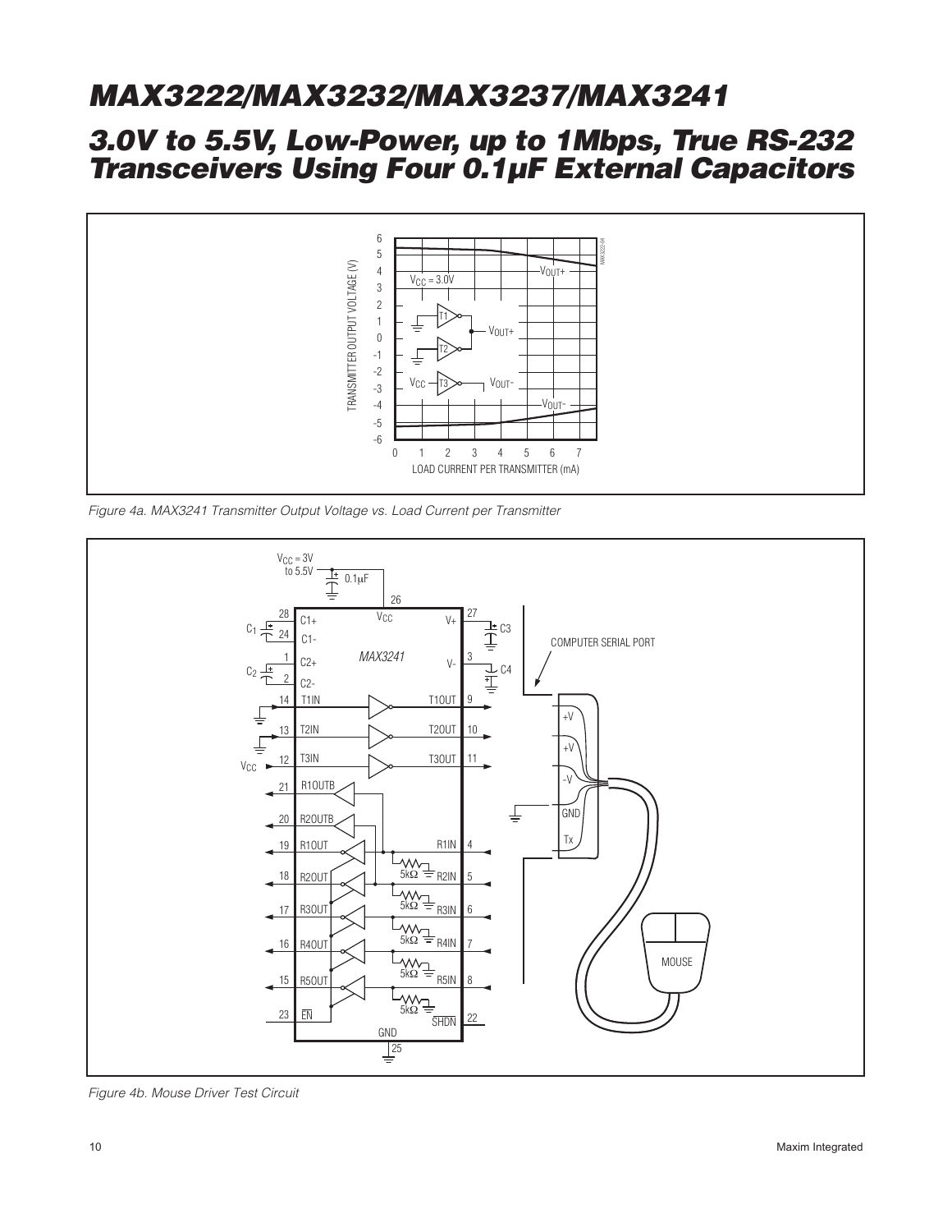Figure 4a. MAX3241 Transmitter Output Voltage vs. Load Current per Transmitter

Figure 4b. Mouse Driver Test Circuit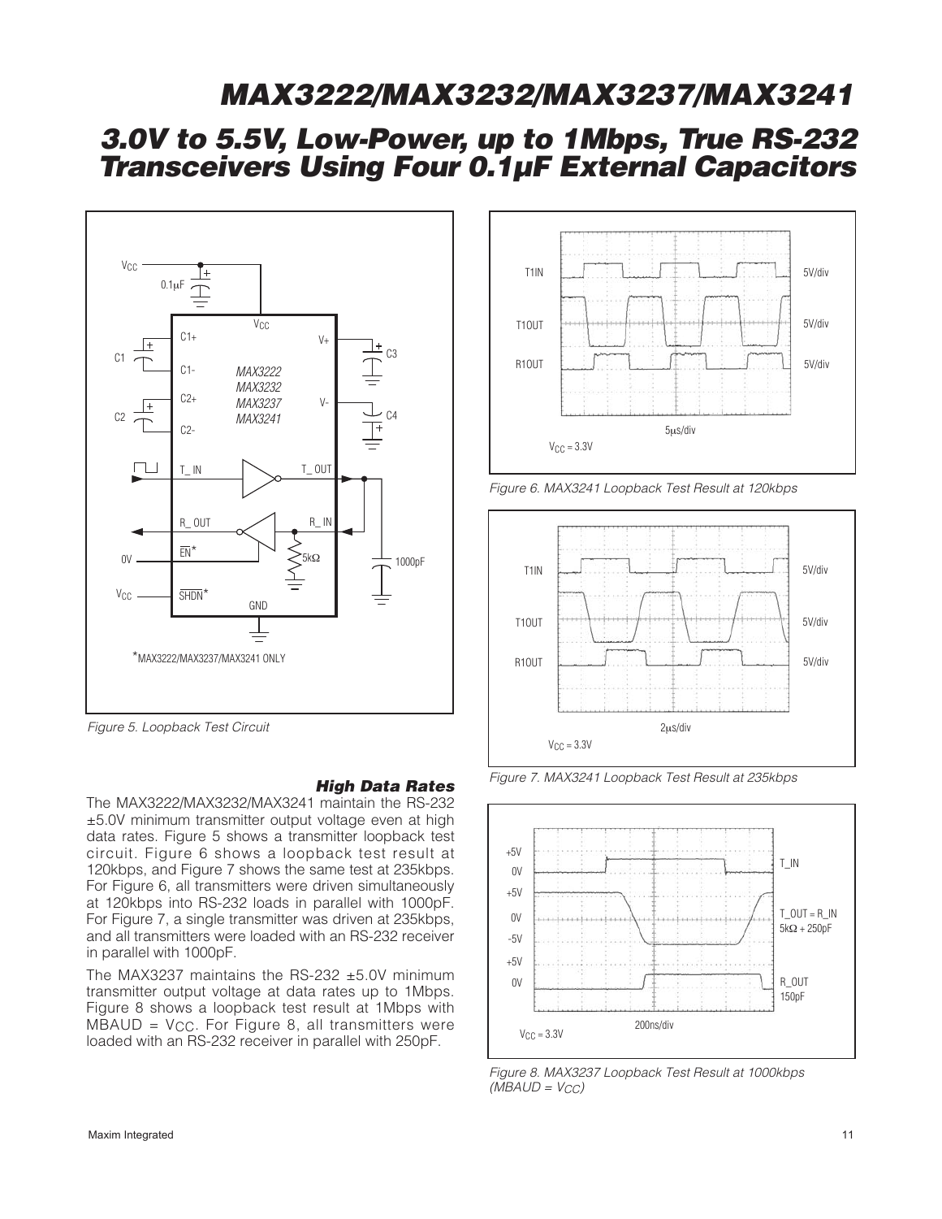Figure 5. Loopback Test Circuit

Figure 6. MAX3241 Loopback Test Result at 120kbps

Figure 7. MAX3241 Loopback Test Result at 235kbps

Figure 8. MAX3237 Loopback Test Result at 1000kbps ($MBAUD = V_{CC}$)

### High Data Rates

The MAX3222/MAX3232/MAX3241 maintain the RS-232 ±5.0V minimum transmitter output voltage even at high data rates. Figure 5 shows a transmitter loopback test circuit. Figure 6 shows a loopback test result at 120kbps, and Figure 7 shows the same test at 235kbps. For Figure 6, all transmitters were driven simultaneously at 120kbps into RS-232 loads in parallel with 1000pF. For Figure 7, a single transmitter was driven at 235kbps, and all transmitters were loaded with an RS-232 receiver in parallel with 1000pF.

The MAX3237 maintains the RS-232 ±5.0V minimum transmitter output voltage at data rates up to 1Mbps. Figure 8 shows a loopback test result at 1Mbps with $MBAUD = V_{CC}$. For Figure 8, all transmitters were loaded with an RS-232 receiver in parallel with 250pF.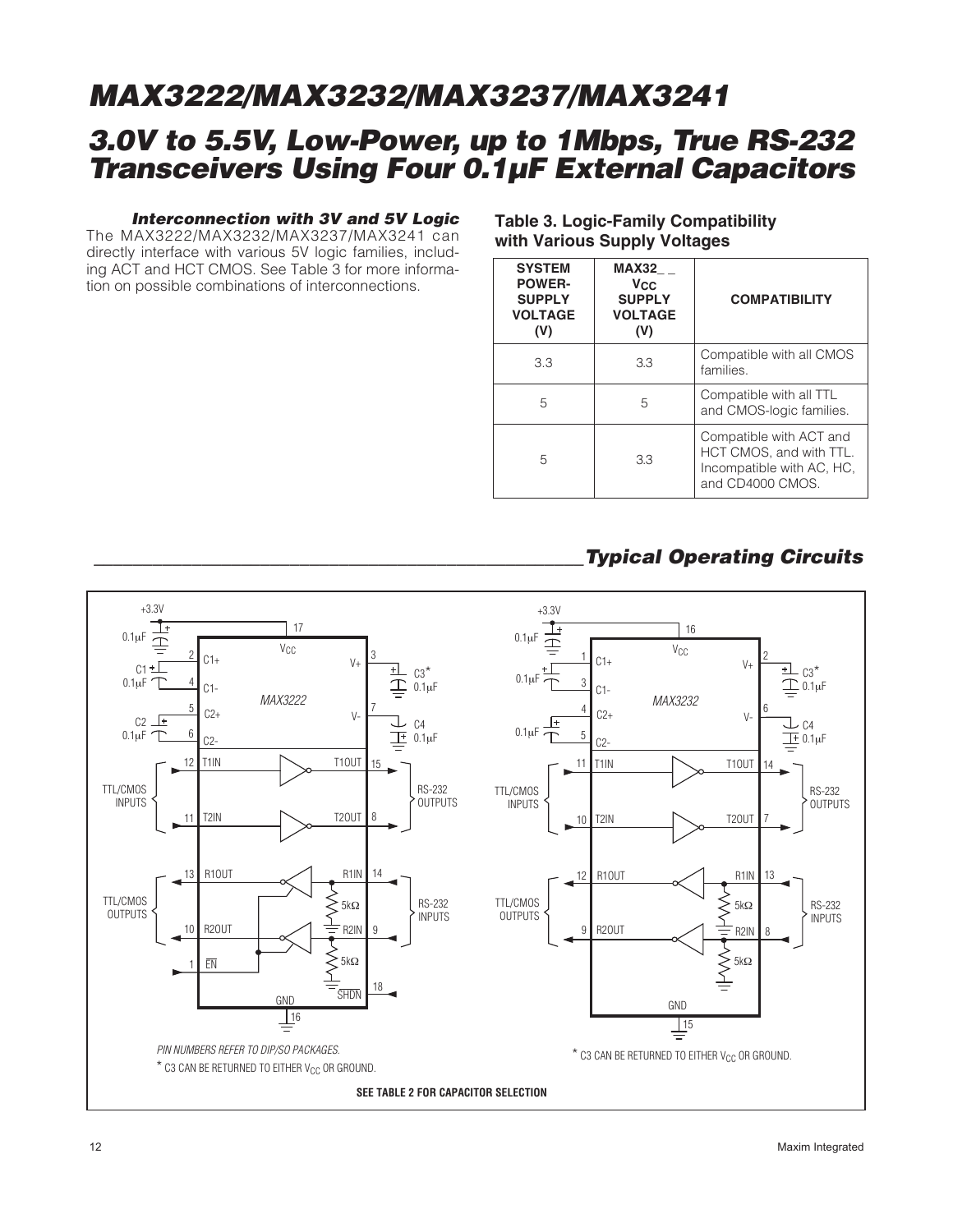### Interconnection with 3V and 5V Logic

The MAX3222/MAX3232/MAX3237/MAX3241 can directly interface with various 5V logic families, including ACT and HCT CMOS. See Table 3 for more information on possible combinations of interconnections.

**Table 3. Logic-Family Compatibility with Various Supply Voltages**

| SYSTEM POWER-SUPPLY VOLTAGE (V) | MAX32_ _ $V_{CC}$ SUPPLY VOLTAGE (V) | COMPATIBILITY |
|---|---|---|
| 3.3 | 3.3 | Compatible with all CMOS families. |
| 5 | 5 | Compatible with all TTL and CMOS-logic families. |
| 5 | 3.3 | Compatible with ACT and HCT CMOS, and with TTL. Incompatible with AC, HC, and CD4000 CMOS. |

## Typical Operating Circuits

PIN NUMBERS REFER TO DIP/SO PACKAGES.

* C3 CAN BE RETURNED TO EITHER $V_{CC}$ OR GROUND.

* C3 CAN BE RETURNED TO EITHER $V_{CC}$ OR GROUND.

**SEE TABLE 2 FOR CAPACITOR SELECTION**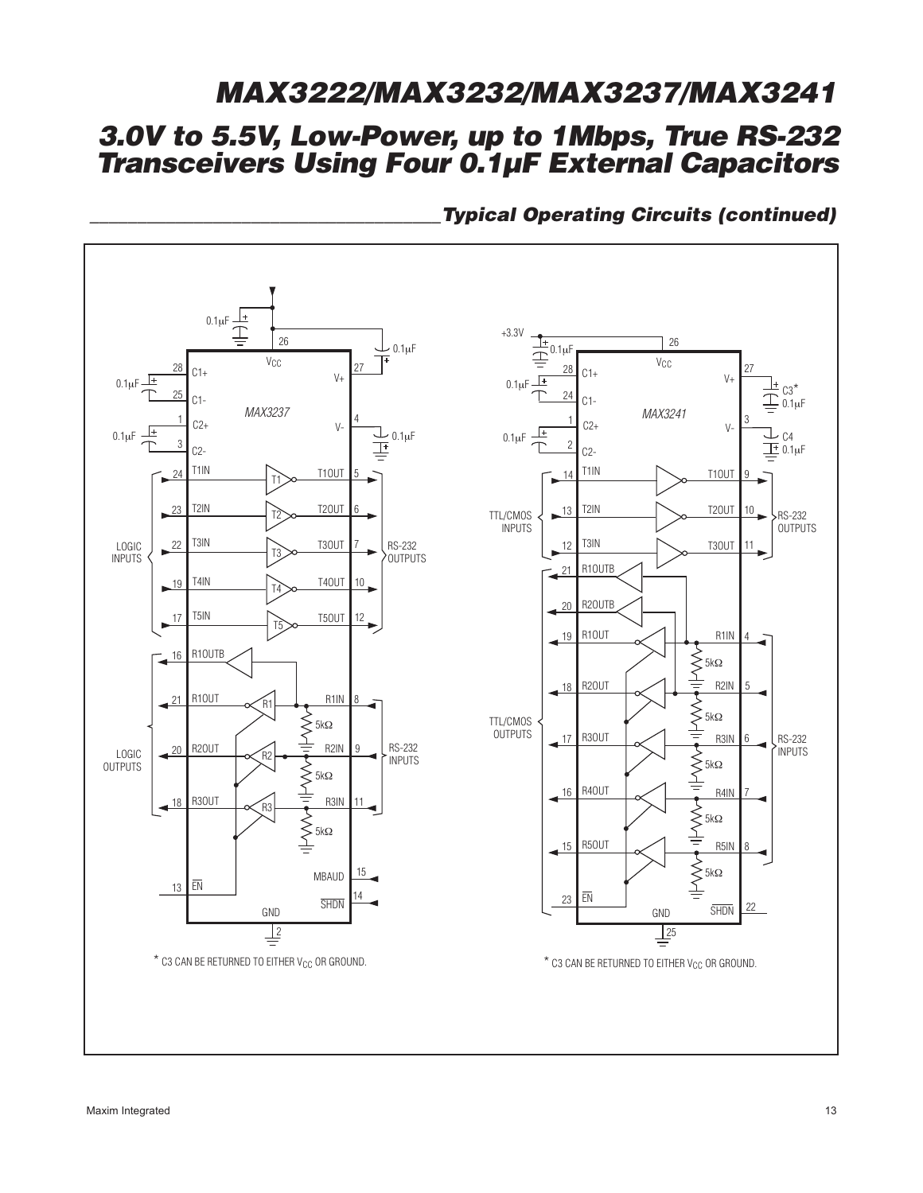## Typical Operating Circuits (continued)

* C3 CAN BE RETURNED TO EITHER $V_{CC}$ OR GROUND.

* C3 CAN BE RETURNED TO EITHER $V_{CC}$ OR GROUND.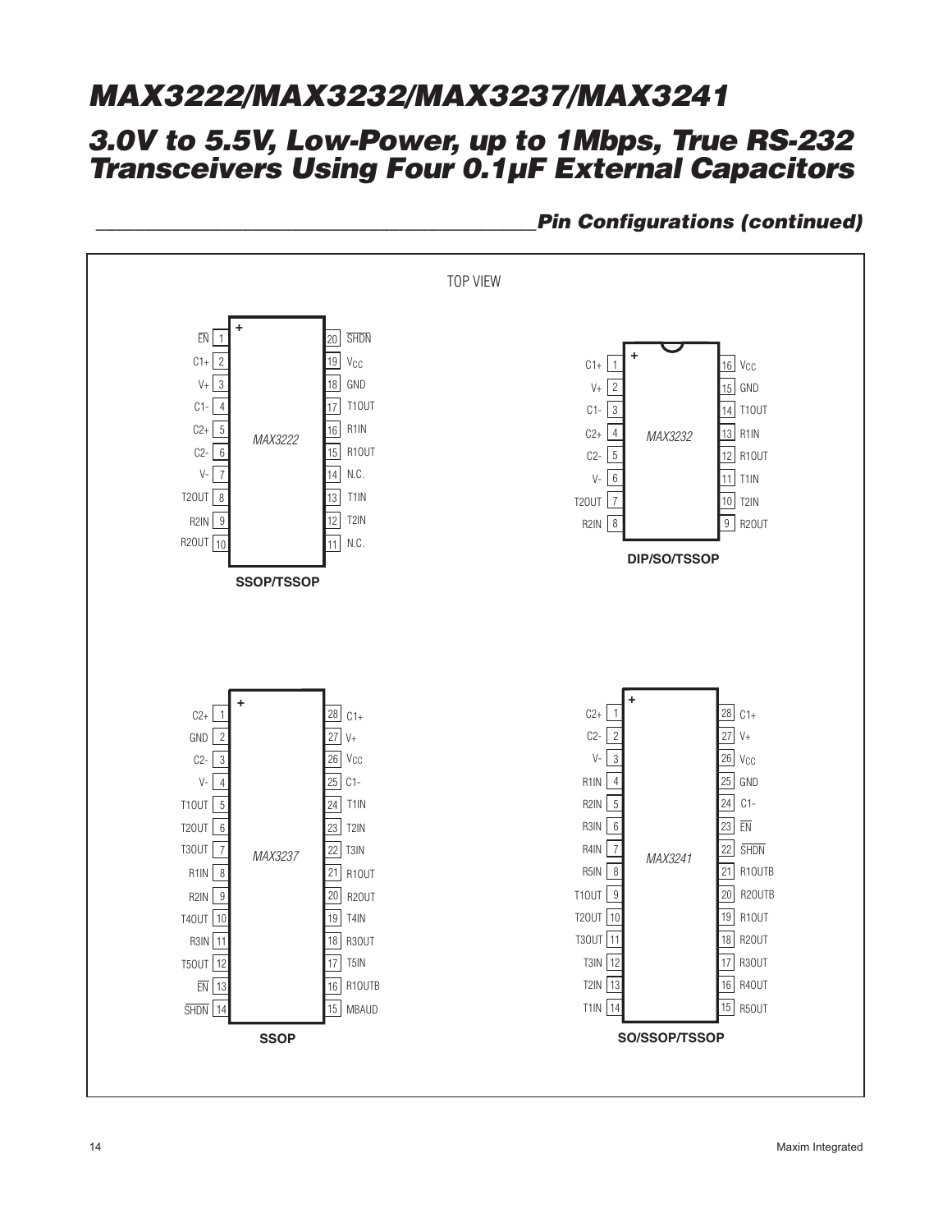## Pin Configurations (continued)

TOP VIEW

**MAX3222 — SSOP/TSSOP**

| Pin | Name | Pin | Name |
|---|---|---|---|
| 1 | EN (active low) | 20 | SHDN (active low) |
| 2 | C1+ | 19 | $V_{CC}$ |
| 3 | V+ | 18 | GND |
| 4 | C1- | 17 | T1OUT |
| 5 | C2+ | 16 | R1IN |
| 6 | C2- | 15 | R1OUT |
| 7 | V- | 14 | N.C. |
| 8 | T2OUT | 13 | T1IN |
| 9 | R2IN | 12 | T2IN |
| 10 | R2OUT | 11 | N.C. |

**MAX3232 — DIP/SO/TSSOP**

| Pin | Name | Pin | Name |
|---|---|---|---|
| 1 | C1+ | 16 | $V_{CC}$ |
| 2 | V+ | 15 | GND |
| 3 | C1- | 14 | T1OUT |
| 4 | C2+ | 13 | R1IN |
| 5 | C2- | 12 | R1OUT |
| 6 | V- | 11 | T1IN |
| 7 | T2OUT | 10 | T2IN |
| 8 | R2IN | 9 | R2OUT |

**MAX3237 — SSOP**

| Pin | Name | Pin | Name |
|---|---|---|---|
| 1 | C2+ | 28 | C1+ |
| 2 | GND | 27 | V+ |
| 3 | C2- | 26 | $V_{CC}$ |
| 4 | V- | 25 | C1- |
| 5 | T1OUT | 24 | T1IN |
| 6 | T2OUT | 23 | T2IN |
| 7 | T3OUT | 22 | T3IN |
| 8 | R1IN | 21 | R1OUT |
| 9 | R2IN | 20 | R2OUT |
| 10 | T4OUT | 19 | T4IN |
| 11 | R3IN | 18 | R3OUT |
| 12 | T5OUT | 17 | T5IN |
| 13 | EN (active low) | 16 | R1OUTB |
| 14 | SHDN (active low) | 15 | MBAUD |

**MAX3241 — SO/SSOP/TSSOP**

| Pin | Name | Pin | Name |
|---|---|---|---|
| 1 | C2+ | 28 | C1+ |
| 2 | C2- | 27 | V+ |
| 3 | V- | 26 | $V_{CC}$ |
| 4 | R1IN | 25 | GND |
| 5 | R2IN | 24 | C1- |
| 6 | R3IN | 23 | EN (active low) |
| 7 | R4IN | 22 | SHDN (active low) |
| 8 | R5IN | 21 | R1OUTB |
| 9 | T1OUT | 20 | R2OUTB |
| 10 | T2OUT | 19 | R1OUT |
| 11 | T3OUT | 18 | R2OUT |
| 12 | T3IN | 17 | R3OUT |
| 13 | T2IN | 16 | R4OUT |
| 14 | T1IN | 15 | R5OUT |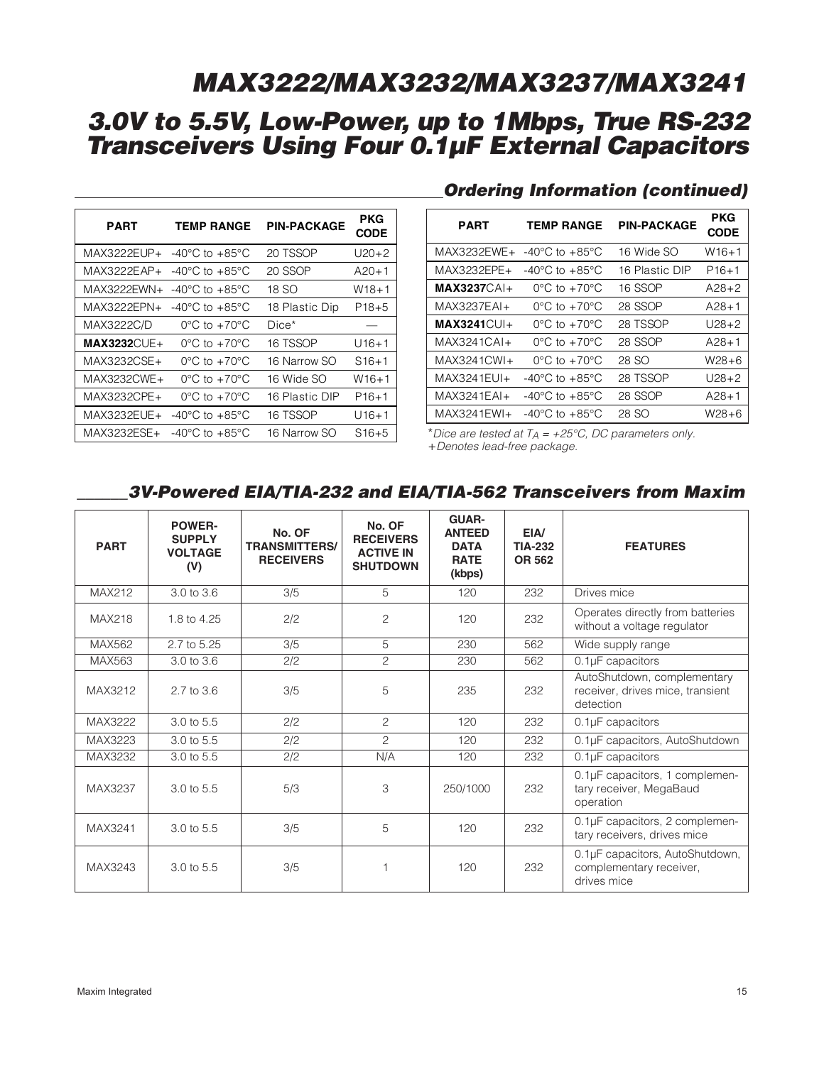## Ordering Information (continued)

| PART | TEMP RANGE | PIN-PACKAGE | PKG CODE |
|---|---|---|---|
| MAX3222EUP+ | -40°C to +85°C | 20 TSSOP | U20+2 |
| MAX3222EAP+ | -40°C to +85°C | 20 SSOP | A20+1 |
| MAX3222EWN+ | -40°C to +85°C | 18 SO | W18+1 |
| MAX3222EPN+ | -40°C to +85°C | 18 Plastic Dip | P18+5 |
| MAX3222C/D | 0°C to +70°C | Dice* | — |
| **MAX3232**CUE+ | 0°C to +70°C | 16 TSSOP | U16+1 |
| MAX3232CSE+ | 0°C to +70°C | 16 Narrow SO | S16+1 |
| MAX3232CWE+ | 0°C to +70°C | 16 Wide SO | W16+1 |
| MAX3232CPE+ | 0°C to +70°C | 16 Plastic DIP | P16+1 |
| MAX3232EUE+ | -40°C to +85°C | 16 TSSOP | U16+1 |
| MAX3232ESE+ | -40°C to +85°C | 16 Narrow SO | S16+5 |
| MAX3232EWE+ | -40°C to +85°C | 16 Wide SO | W16+1 |
| MAX3232EPE+ | -40°C to +85°C | 16 Plastic DIP | P16+1 |
| **MAX3237**CAI+ | 0°C to +70°C | 16 SSOP | A28+2 |
| MAX3237EAI+ | 0°C to +70°C | 28 SSOP | A28+1 |
| **MAX3241**CUI+ | 0°C to +70°C | 28 TSSOP | U28+2 |
| MAX3241CAI+ | 0°C to +70°C | 28 SSOP | A28+1 |
| MAX3241CWI+ | 0°C to +70°C | 28 SO | W28+6 |
| MAX3241EUI+ | -40°C to +85°C | 28 TSSOP | U28+2 |
| MAX3241EAI+ | -40°C to +85°C | 28 SSOP | A28+1 |
| MAX3241EWI+ | -40°C to +85°C | 28 SO | W28+6 |

*\*Dice are tested at $T_A$ = +25°C, DC parameters only.*
*+Denotes lead-free package.*

## 3V-Powered EIA/TIA-232 and EIA/TIA-562 Transceivers from Maxim

| PART | POWER-SUPPLY VOLTAGE (V) | No. OF TRANSMITTERS/ RECEIVERS | No. OF RECEIVERS ACTIVE IN SHUTDOWN | GUAR-ANTEED DATA RATE (kbps) | EIA/ TIA-232 OR 562 | FEATURES |
|---|---|---|---|---|---|---|
| MAX212 | 3.0 to 3.6 | 3/5 | 5 | 120 | 232 | Drives mice |
| MAX218 | 1.8 to 4.25 | 2/2 | 2 | 120 | 232 | Operates directly from batteries without a voltage regulator |
| MAX562 | 2.7 to 5.25 | 3/5 | 5 | 230 | 562 | Wide supply range |
| MAX563 | 3.0 to 3.6 | 2/2 | 2 | 230 | 562 | 0.1µF capacitors |
| MAX3212 | 2.7 to 3.6 | 3/5 | 5 | 235 | 232 | AutoShutdown, complementary receiver, drives mice, transient detection |
| MAX3222 | 3.0 to 5.5 | 2/2 | 2 | 120 | 232 | 0.1µF capacitors |
| MAX3223 | 3.0 to 5.5 | 2/2 | 2 | 120 | 232 | 0.1µF capacitors, AutoShutdown |
| MAX3232 | 3.0 to 5.5 | 2/2 | N/A | 120 | 232 | 0.1µF capacitors |
| MAX3237 | 3.0 to 5.5 | 5/3 | 3 | 250/1000 | 232 | 0.1µF capacitors, 1 complementary receiver, MegaBaud operation |
| MAX3241 | 3.0 to 5.5 | 3/5 | 5 | 120 | 232 | 0.1µF capacitors, 2 complementary receivers, drives mice |
| MAX3243 | 3.0 to 5.5 | 3/5 | 1 | 120 | 232 | 0.1µF capacitors, AutoShutdown, complementary receiver, drives mice |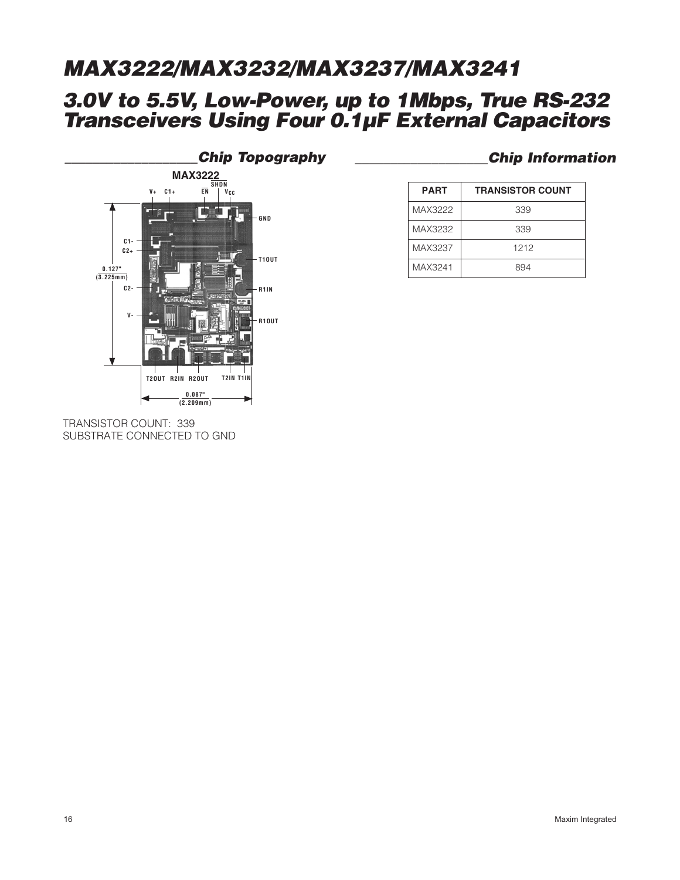## Chip Topography

MAX3222

TRANSISTOR COUNT: 339
SUBSTRATE CONNECTED TO GND

## Chip Information

| PART | TRANSISTOR COUNT |
|---|---|
| MAX3222 | 339 |
| MAX3232 | 339 |
| MAX3237 | 1212 |
| MAX3241 | 894 |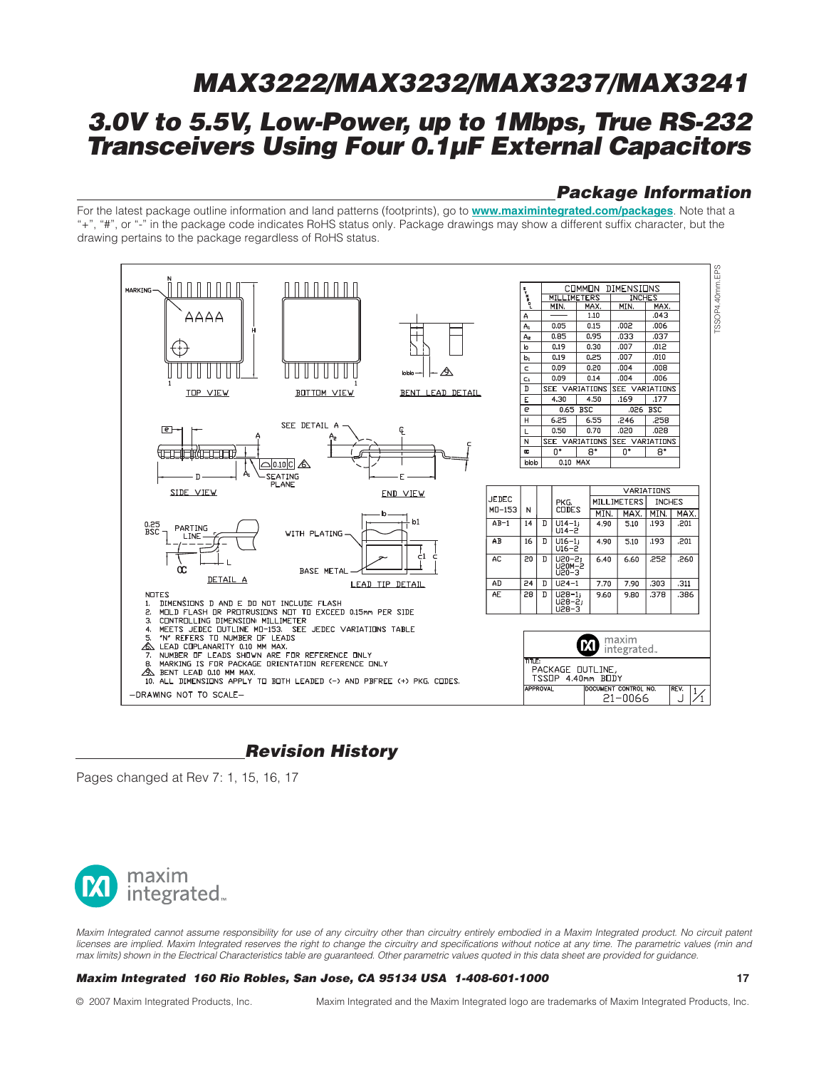## Package Information

For the latest package outline information and land patterns (footprints), go to **www.maximintegrated.com/packages**. Note that a "+", "#", or "-" in the package code indicates RoHS status only. Package drawings may show a different suffix character, but the drawing pertains to the package regardless of RoHS status.

MARKING

AAAA

N

H

1

TOP VIEW

BOTTOM VIEW

BENT LEAD DETAIL

SEE DETAIL A

SIDE VIEW

END VIEW

DETAIL A

LEAD TIP DETAIL

PARTING LINE

WITH PLATING

BASE METAL

SEATING PLANE

| SYMBOL | COMMON DIMENSIONS | | | |
|---|---|---|---|---|
| | MILLIMETERS | | INCHES | |
| | MIN. | MAX. | MIN. | MAX. |
| A | —— | 1.10 | | .043 |
| $A_1$ | 0.05 | 0.15 | .002 | .006 |
| $A_2$ | 0.85 | 0.95 | .033 | .037 |
| b | 0.19 | 0.30 | .007 | .012 |
| $b_1$ | 0.19 | 0.25 | .007 | .010 |
| c | 0.09 | 0.20 | .004 | .008 |
| $c_1$ | 0.09 | 0.14 | .004 | .006 |
| D | SEE VARIATIONS | | SEE VARIATIONS | |
| E | 4.30 | 4.50 | .169 | .177 |
| e | 0.65 BSC | | .026 BSC | |
| H | 6.25 | 6.55 | .246 | .258 |
| L | 0.50 | 0.70 | .020 | .028 |
| N | SEE VARIATIONS | | SEE VARIATIONS | |
| α | 0° | 8° | 0° | 8° |
| bbb | 0.10 MAX | | | |

| JEDEC MO-153 | N | | PKG. CODES | VARIATIONS | | | |
|---|---|---|---|---|---|---|---|
| | | | | MILLIMETERS | | INCHES | |
| | | | | MIN. | MAX. | MIN. | MAX. |
| AB-1 | 14 | D | U14-1, U14-2 | 4.90 | 5.10 | .193 | .201 |
| AB | 16 | D | U16-1, U16-2 | 4.90 | 5.10 | .193 | .201 |
| AC | 20 | D | U20-2, U20M-2, U20-3 | 6.40 | 6.60 | .252 | .260 |
| AD | 24 | D | U24-1 | 7.70 | 7.90 | .303 | .311 |
| AE | 28 | D | U28-1, U28-2, U28-3 | 9.60 | 9.80 | .378 | .386 |

NOTES
1. DIMENSIONS D AND E DO NOT INCLUDE FLASH
2. MOLD FLASH OR PROTRUSIONS NOT TO EXCEED 0.15mm PER SIDE
3. CONTROLLING DIMENSION: MILLIMETER
4. MEETS JEDEC OUTLINE MO-153. SEE JEDEC VARIATIONS TABLE
5. "N" REFERS TO NUMBER OF LEADS
6. LEAD COPLANARITY 0.10 MM MAX.
7. NUMBER OF LEADS SHOWN ARE FOR REFERENCE ONLY
8. MARKING IS FOR PACKAGE ORIENTATION REFERENCE ONLY
9. BENT LEAD 0.10 MM MAX.
10. ALL DIMENSIONS APPLY TO BOTH LEADED (-) AND PBFREE (+) PKG. CODES.

-DRAWING NOT TO SCALE-

TITLE: PACKAGE OUTLINE, TSSOP 4.40mm BODY

DOCUMENT CONTROL NO. 21-0066 REV. J 1/1

## Revision History

Pages changed at Rev 7: 1, 15, 16, 17

*Maxim Integrated cannot assume responsibility for use of any circuitry other than circuitry entirely embodied in a Maxim Integrated product. No circuit patent licenses are implied. Maxim Integrated reserves the right to change the circuitry and specifications without notice at any time. The parametric values (min and max limits) shown in the Electrical Characteristics table are guaranteed. Other parametric values quoted in this data sheet are provided for guidance.*

***Maxim Integrated 160 Rio Robles, San Jose, CA 95134 USA 1-408-601-1000***

© 2007 Maxim Integrated Products, Inc. Maxim Integrated and the Maxim Integrated logo are trademarks of Maxim Integrated Products, Inc.